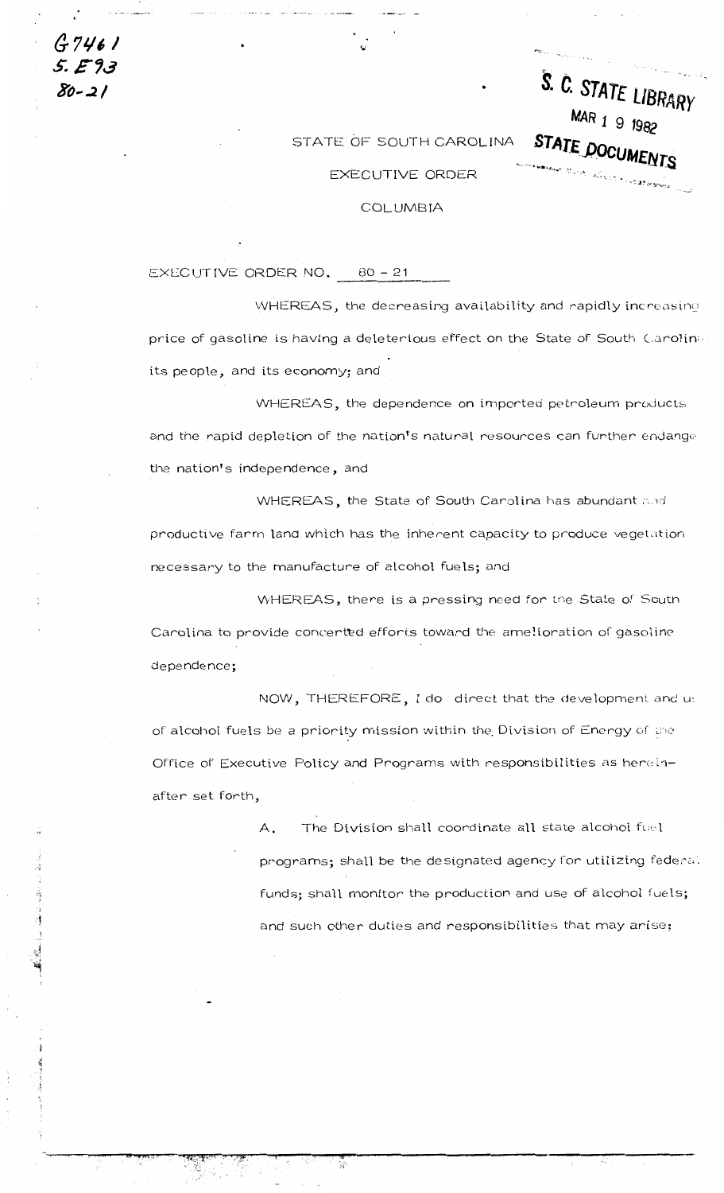G7461
5.E93
80-21

S. C. STATE LIBRARY
MAR 1 9 1982
STATE DOCUMENTS

STATE OF SOUTH CAROLINA

EXECUTIVE ORDER

COLUMBIA

EXECUTIVE ORDER NO. 80 - 21

WHEREAS, the decreasing availability and rapidly increasing price of gasoline is having a deleterious effect on the State of South Carolina, its people, and its economy; and

WHEREAS, the dependence on imported petroleum products and the rapid depletion of the nation's natural resources can further endanger the nation's independence, and

WHEREAS, the State of South Carolina has abundant and productive farm land which has the inherent capacity to produce vegetation necessary to the manufacture of alcohol fuels; and

WHEREAS, there is a pressing need for the State of South Carolina to provide concerted efforts toward the amelioration of gasoline dependence;

NOW, THEREFORE, I do direct that the development and use of alcohol fuels be a priority mission within the Division of Energy of the Office of Executive Policy and Programs with responsibilities as hereinafter set forth,

A. The Division shall coordinate all state alcohol fuel programs; shall be the designated agency for utilizing federal funds; shall monitor the production and use of alcohol fuels; and such other duties and responsibilities that may arise;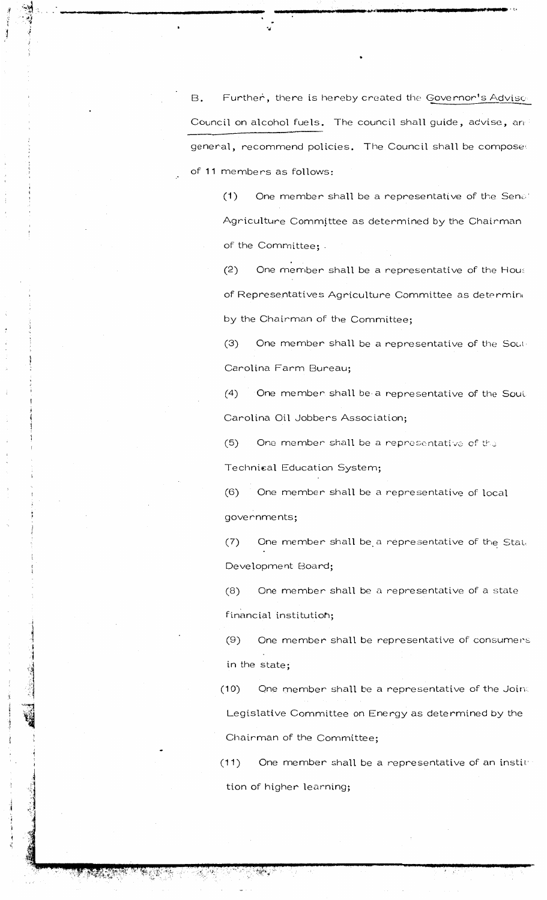B. Further, there is hereby created the Governor's Advisory Council on alcohol fuels. The council shall guide, advise, and general, recommend policies. The Council shall be composed of 11 members as follows:

(1) One member shall be a representative of the Senate Agriculture Committee as determined by the Chairman of the Committee;

(2) One member shall be a representative of the House of Representatives Agriculture Committee as determined by the Chairman of the Committee;

(3) One member shall be a representative of the South Carolina Farm Bureau;

(4) One member shall be a representative of the South Carolina Oil Jobbers Association;

(5) One member shall be a representative of the Technical Education System;

(6) One member shall be a representative of local governments;

(7) One member shall be a representative of the State Development Board;

(8) One member shall be a representative of a state financial institution;

(9) One member shall be representative of consumers in the state;

(10) One member shall be a representative of the Joint Legislative Committee on Energy as determined by the Chairman of the Committee;

(11) One member shall be a representative of an institution of higher learning;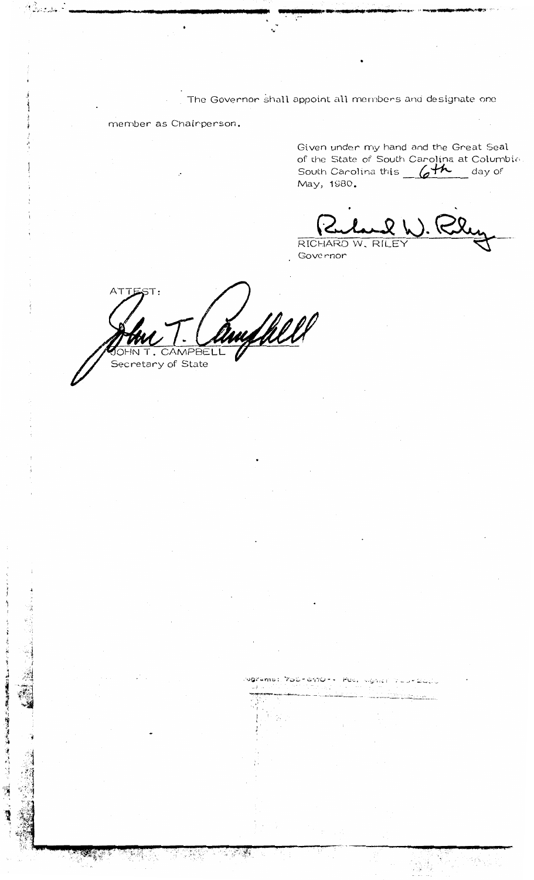The Governor shall appoint all members and designate one member as Chairperson.

Given under my hand and the Great Seal of the State of South Carolina at Columbia South Carolina this 6th day of May, 1980.

RICHARD W. RILEY
Governor

ATTEST:

JOHN T. CAMPBELL
Secretary of State